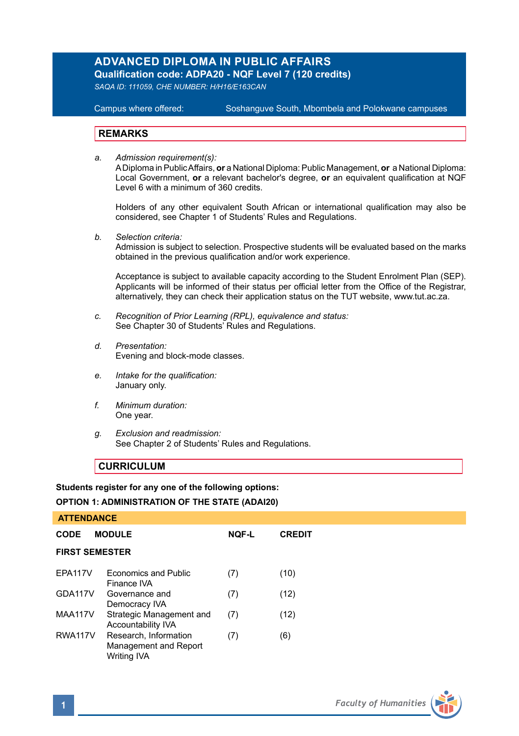# ADVANCED DIPLOMA IN PUBLIC AFFAIRS

**Qualification code: ADPA20 - NQF Level 7 (120 credits)**

*SAQA ID: 111059, CHE NUMBER: H/H16/E163CAN*

Campus where offered: Soshanguve South, Mbombela and Polokwane campuses

## REMARKS

a. *Admission requirement(s):*
A Diploma in Public Affairs, **or** a National Diploma: Public Management, **or** a National Diploma: Local Government, **or** a relevant bachelor's degree, **or** an equivalent qualification at NQF Level 6 with a minimum of 360 credits.

Holders of any other equivalent South African or international qualification may also be considered, see Chapter 1 of Students' Rules and Regulations.

b. *Selection criteria:*
Admission is subject to selection. Prospective students will be evaluated based on the marks obtained in the previous qualification and/or work experience.

Acceptance is subject to available capacity according to the Student Enrolment Plan (SEP). Applicants will be informed of their status per official letter from the Office of the Registrar, alternatively, they can check their application status on the TUT website, www.tut.ac.za.

c. *Recognition of Prior Learning (RPL), equivalence and status:*
See Chapter 30 of Students' Rules and Regulations.

d. *Presentation:*
Evening and block-mode classes.

e. *Intake for the qualification:*
January only.

f. *Minimum duration:*
One year.

g. *Exclusion and readmission:*
See Chapter 2 of Students' Rules and Regulations.

## CURRICULUM

**Students register for any one of the following options:**

**OPTION 1: ADMINISTRATION OF THE STATE (ADAI20)**

**ATTENDANCE**

| CODE | MODULE | NQF-L | CREDIT |
|---|---|---|---|
| **FIRST SEMESTER** | | | |
| EPA117V | Economics and Public Finance IVA | (7) | (10) |
| GDA117V | Governance and Democracy IVA | (7) | (12) |
| MAA117V | Strategic Management and Accountability IVA | (7) | (12) |
| RWA117V | Research, Information Management and Report Writing IVA | (7) | (6) |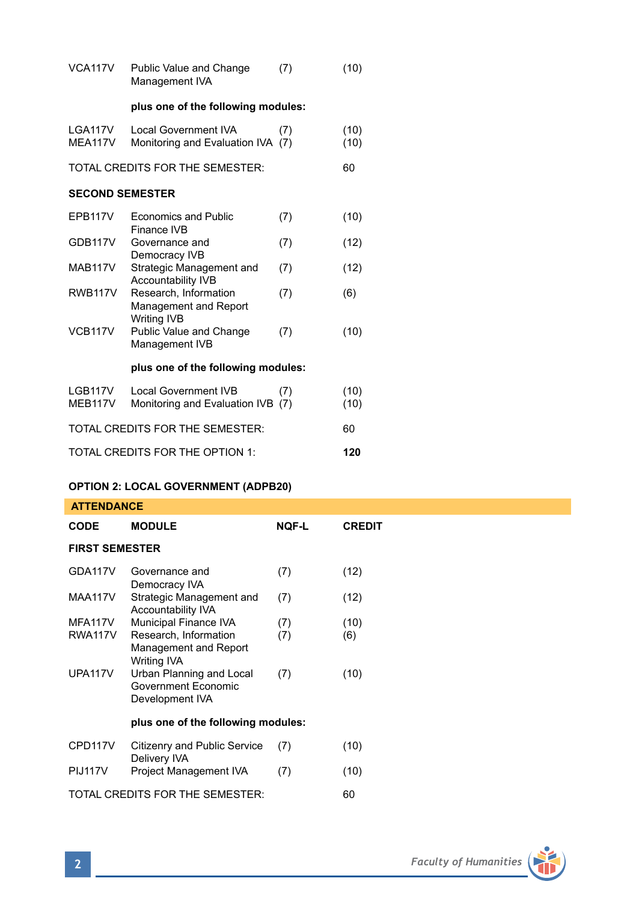| | | | |
|---|---|---|---|
| VCA117V | Public Value and Change Management IVA | (7) | (10) |
| | **plus one of the following modules:** | | |
| LGA117V | Local Government IVA | (7) | (10) |
| MEA117V | Monitoring and Evaluation IVA | (7) | (10) |
| TOTAL CREDITS FOR THE SEMESTER: | | | 60 |

**SECOND SEMESTER**

| | | | |
|---|---|---|---|
| EPB117V | Economics and Public Finance IVB | (7) | (10) |
| GDB117V | Governance and Democracy IVB | (7) | (12) |
| MAB117V | Strategic Management and Accountability IVB | (7) | (12) |
| RWB117V | Research, Information Management and Report Writing IVB | (7) | (6) |
| VCB117V | Public Value and Change Management IVB | (7) | (10) |
| | **plus one of the following modules:** | | |
| LGB117V | Local Government IVB | (7) | (10) |
| MEB117V | Monitoring and Evaluation IVB | (7) | (10) |
| TOTAL CREDITS FOR THE SEMESTER: | | | 60 |
| TOTAL CREDITS FOR THE OPTION 1: | | | **120** |

**OPTION 2: LOCAL GOVERNMENT (ADPB20)**

**ATTENDANCE**

| CODE | MODULE | NQF-L | CREDIT |
|---|---|---|---|
| **FIRST SEMESTER** | | | |
| GDA117V | Governance and Democracy IVA | (7) | (12) |
| MAA117V | Strategic Management and Accountability IVA | (7) | (12) |
| MFA117V | Municipal Finance IVA | (7) | (10) |
| RWA117V | Research, Information Management and Report Writing IVA | (7) | (6) |
| UPA117V | Urban Planning and Local Government Economic Development IVA | (7) | (10) |
| | **plus one of the following modules:** | | |
| CPD117V | Citizenry and Public Service Delivery IVA | (7) | (10) |
| PIJ117V | Project Management IVA | (7) | (10) |
| TOTAL CREDITS FOR THE SEMESTER: | | | 60 |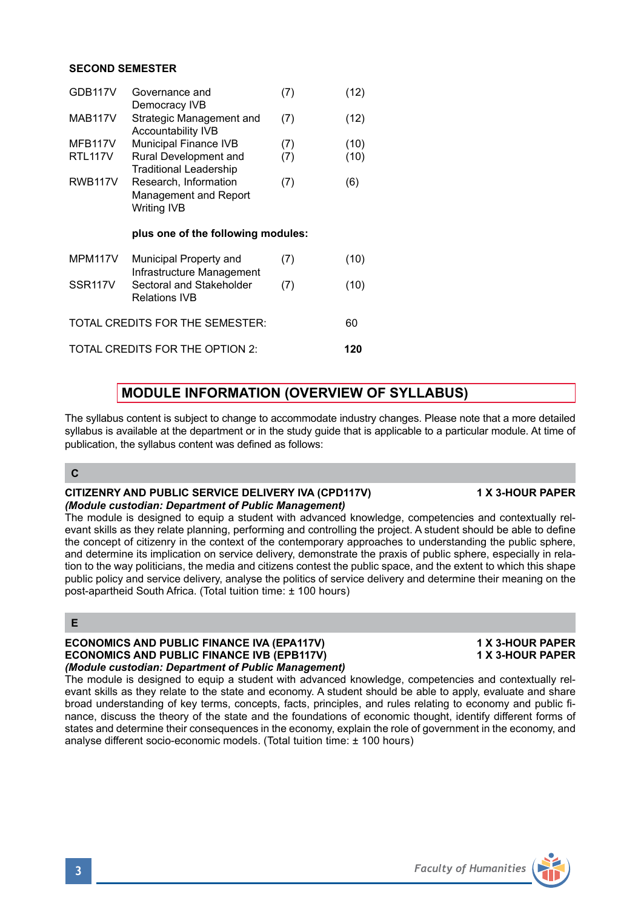**SECOND SEMESTER**

| | | | |
|---|---|---|---|
| GDB117V | Governance and Democracy IVB | (7) | (12) |
| MAB117V | Strategic Management and Accountability IVB | (7) | (12) |
| MFB117V | Municipal Finance IVB | (7) | (10) |
| RTL117V | Rural Development and Traditional Leadership | (7) | (10) |
| RWB117V | Research, Information Management and Report Writing IVB | (7) | (6) |
| | **plus one of the following modules:** | | |
| MPM117V | Municipal Property and Infrastructure Management | (7) | (10) |
| SSR117V | Sectoral and Stakeholder Relations IVB | (7) | (10) |

TOTAL CREDITS FOR THE SEMESTER: 60

TOTAL CREDITS FOR THE OPTION 2: **120**

## MODULE INFORMATION (OVERVIEW OF SYLLABUS)

The syllabus content is subject to change to accommodate industry changes. Please note that a more detailed syllabus is available at the department or in the study guide that is applicable to a particular module. At time of publication, the syllabus content was defined as follows:

### C

**CITIZENRY AND PUBLIC SERVICE DELIVERY IVA (CPD117V)** — **1 X 3-HOUR PAPER**
***(Module custodian: Department of Public Management)***
The module is designed to equip a student with advanced knowledge, competencies and contextually relevant skills as they relate planning, performing and controlling the project. A student should be able to define the concept of citizenry in the context of the contemporary approaches to understanding the public sphere, and determine its implication on service delivery, demonstrate the praxis of public sphere, especially in relation to the way politicians, the media and citizens contest the public space, and the extent to which this shape public policy and service delivery, analyse the politics of service delivery and determine their meaning on the post-apartheid South Africa. (Total tuition time: ± 100 hours)

### E

**ECONOMICS AND PUBLIC FINANCE IVA (EPA117V)** — **1 X 3-HOUR PAPER**
**ECONOMICS AND PUBLIC FINANCE IVB (EPB117V)** — **1 X 3-HOUR PAPER**
***(Module custodian: Department of Public Management)***
The module is designed to equip a student with advanced knowledge, competencies and contextually relevant skills as they relate to the state and economy. A student should be able to apply, evaluate and share broad understanding of key terms, concepts, facts, principles, and rules relating to economy and public finance, discuss the theory of the state and the foundations of economic thought, identify different forms of states and determine their consequences in the economy, explain the role of government in the economy, and analyse different socio-economic models. (Total tuition time: ± 100 hours)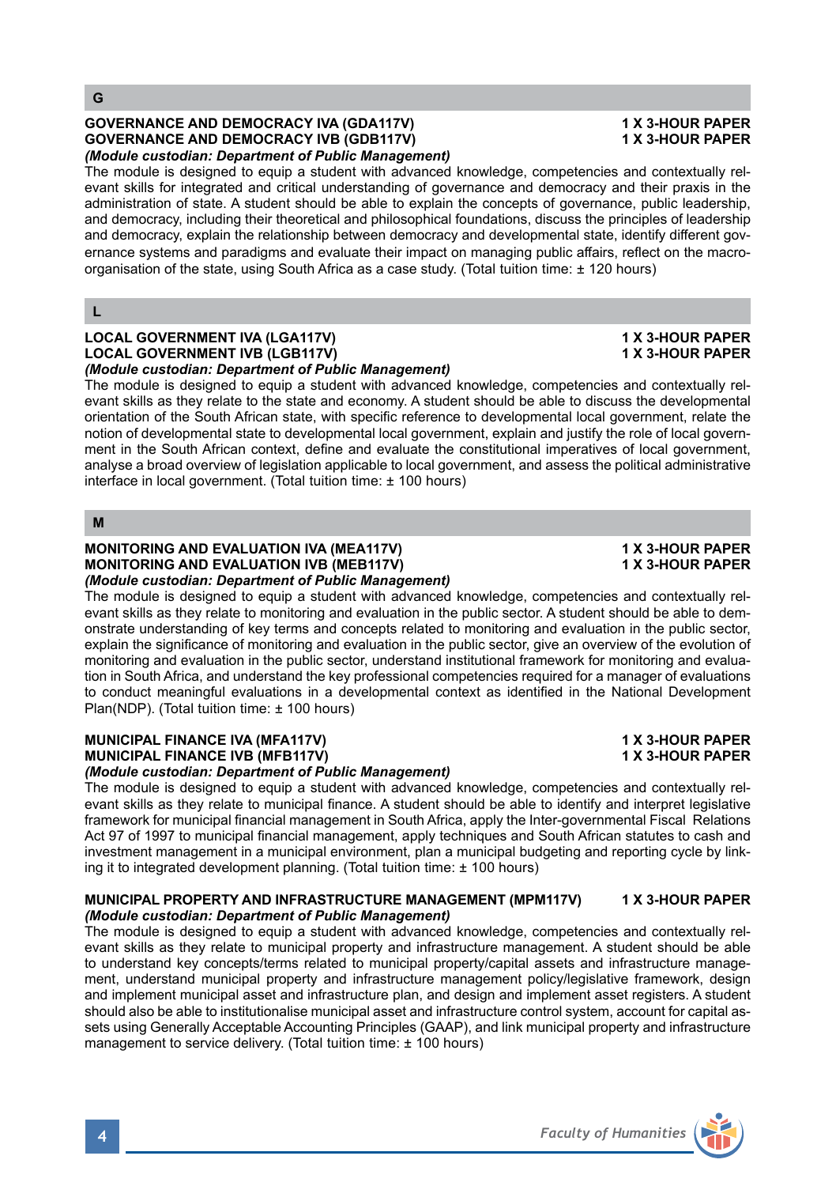## G

**GOVERNANCE AND DEMOCRACY IVA (GDA117V)** **1 X 3-HOUR PAPER**
**GOVERNANCE AND DEMOCRACY IVB (GDB117V)** **1 X 3-HOUR PAPER**
***(Module custodian: Department of Public Management)***
The module is designed to equip a student with advanced knowledge, competencies and contextually relevant skills for integrated and critical understanding of governance and democracy and their praxis in the administration of state. A student should be able to explain the concepts of governance, public leadership, and democracy, including their theoretical and philosophical foundations, discuss the principles of leadership and democracy, explain the relationship between democracy and developmental state, identify different governance systems and paradigms and evaluate their impact on managing public affairs, reflect on the macro-organisation of the state, using South Africa as a case study. (Total tuition time: ± 120 hours)

## L

**LOCAL GOVERNMENT IVA (LGA117V)** **1 X 3-HOUR PAPER**
**LOCAL GOVERNMENT IVB (LGB117V)** **1 X 3-HOUR PAPER**
***(Module custodian: Department of Public Management)***
The module is designed to equip a student with advanced knowledge, competencies and contextually relevant skills as they relate to the state and economy. A student should be able to discuss the developmental orientation of the South African state, with specific reference to developmental local government, relate the notion of developmental state to developmental local government, explain and justify the role of local government in the South African context, define and evaluate the constitutional imperatives of local government, analyse a broad overview of legislation applicable to local government, and assess the political administrative interface in local government. (Total tuition time: ± 100 hours)

## M

**MONITORING AND EVALUATION IVA (MEA117V)** **1 X 3-HOUR PAPER**
**MONITORING AND EVALUATION IVB (MEB117V)** **1 X 3-HOUR PAPER**
***(Module custodian: Department of Public Management)***
The module is designed to equip a student with advanced knowledge, competencies and contextually relevant skills as they relate to monitoring and evaluation in the public sector. A student should be able to demonstrate understanding of key terms and concepts related to monitoring and evaluation in the public sector, explain the significance of monitoring and evaluation in the public sector, give an overview of the evolution of monitoring and evaluation in the public sector, understand institutional framework for monitoring and evaluation in South Africa, and understand the key professional competencies required for a manager of evaluations to conduct meaningful evaluations in a developmental context as identified in the National Development Plan(NDP). (Total tuition time: ± 100 hours)

**MUNICIPAL FINANCE IVA (MFA117V)** **1 X 3-HOUR PAPER**
**MUNICIPAL FINANCE IVB (MFB117V)** **1 X 3-HOUR PAPER**
***(Module custodian: Department of Public Management)***
The module is designed to equip a student with advanced knowledge, competencies and contextually relevant skills as they relate to municipal finance. A student should be able to identify and interpret legislative framework for municipal financial management in South Africa, apply the Inter-governmental Fiscal Relations Act 97 of 1997 to municipal financial management, apply techniques and South African statutes to cash and investment management in a municipal environment, plan a municipal budgeting and reporting cycle by linking it to integrated development planning. (Total tuition time: ± 100 hours)

**MUNICIPAL PROPERTY AND INFRASTRUCTURE MANAGEMENT (MPM117V)** **1 X 3-HOUR PAPER**
***(Module custodian: Department of Public Management)***
The module is designed to equip a student with advanced knowledge, competencies and contextually relevant skills as they relate to municipal property and infrastructure management. A student should be able to understand key concepts/terms related to municipal property/capital assets and infrastructure management, understand municipal property and infrastructure management policy/legislative framework, design and implement municipal asset and infrastructure plan, and design and implement asset registers. A student should also be able to institutionalise municipal asset and infrastructure control system, account for capital assets using Generally Acceptable Accounting Principles (GAAP), and link municipal property and infrastructure management to service delivery. (Total tuition time: ± 100 hours)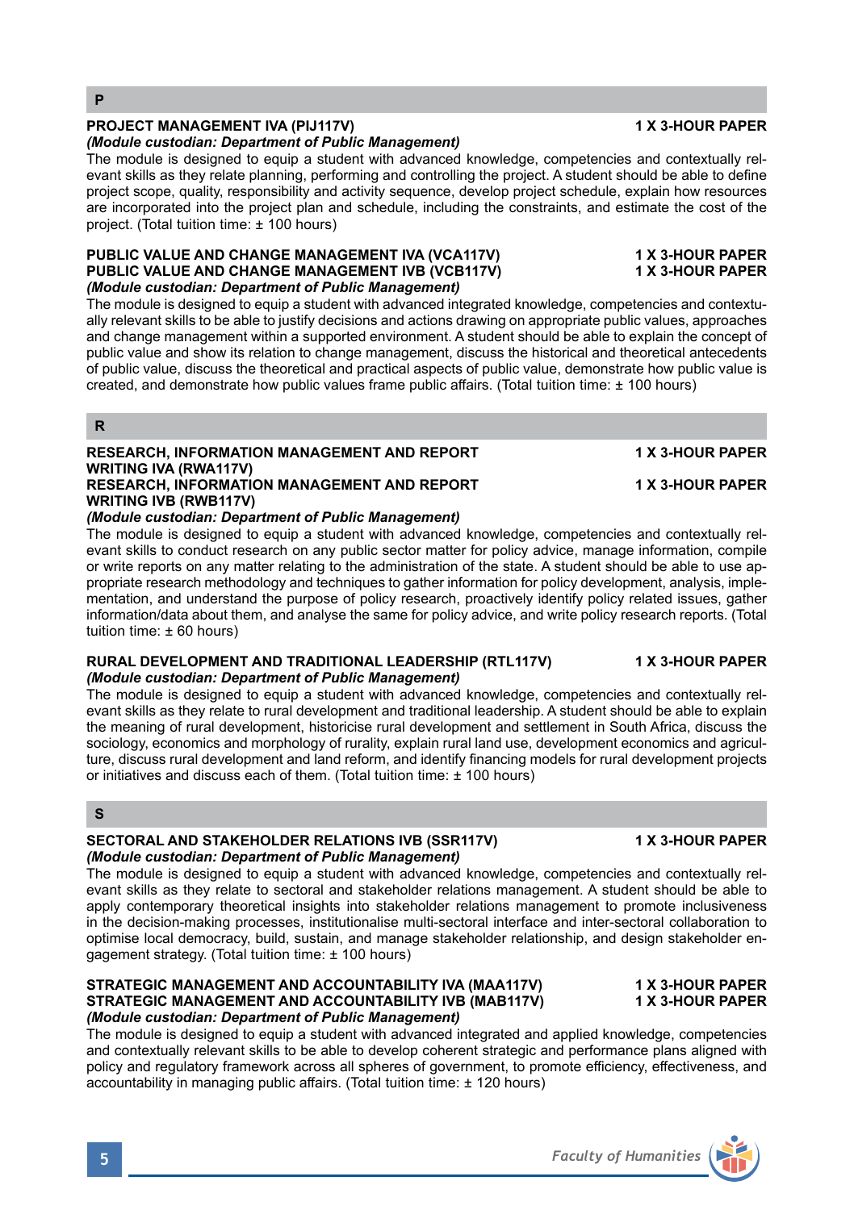## P

**PROJECT MANAGEMENT IVA (PIJ117V)** **1 X 3-HOUR PAPER**
***(Module custodian: Department of Public Management)***
The module is designed to equip a student with advanced knowledge, competencies and contextually relevant skills as they relate planning, performing and controlling the project. A student should be able to define project scope, quality, responsibility and activity sequence, develop project schedule, explain how resources are incorporated into the project plan and schedule, including the constraints, and estimate the cost of the project. (Total tuition time: ± 100 hours)

**PUBLIC VALUE AND CHANGE MANAGEMENT IVA (VCA117V)** **1 X 3-HOUR PAPER**
**PUBLIC VALUE AND CHANGE MANAGEMENT IVB (VCB117V)** **1 X 3-HOUR PAPER**
***(Module custodian: Department of Public Management)***
The module is designed to equip a student with advanced integrated knowledge, competencies and contextually relevant skills to be able to justify decisions and actions drawing on appropriate public values, approaches and change management within a supported environment. A student should be able to explain the concept of public value and show its relation to change management, discuss the historical and theoretical antecedents of public value, discuss the theoretical and practical aspects of public value, demonstrate how public value is created, and demonstrate how public values frame public affairs. (Total tuition time: ± 100 hours)

## R

**RESEARCH, INFORMATION MANAGEMENT AND REPORT WRITING IVA (RWA117V)** **1 X 3-HOUR PAPER**
**RESEARCH, INFORMATION MANAGEMENT AND REPORT WRITING IVB (RWB117V)** **1 X 3-HOUR PAPER**
***(Module custodian: Department of Public Management)***
The module is designed to equip a student with advanced knowledge, competencies and contextually relevant skills to conduct research on any public sector matter for policy advice, manage information, compile or write reports on any matter relating to the administration of the state. A student should be able to use appropriate research methodology and techniques to gather information for policy development, analysis, implementation, and understand the purpose of policy research, proactively identify policy related issues, gather information/data about them, and analyse the same for policy advice, and write policy research reports. (Total tuition time: ± 60 hours)

**RURAL DEVELOPMENT AND TRADITIONAL LEADERSHIP (RTL117V)** **1 X 3-HOUR PAPER**
***(Module custodian: Department of Public Management)***
The module is designed to equip a student with advanced knowledge, competencies and contextually relevant skills as they relate to rural development and traditional leadership. A student should be able to explain the meaning of rural development, historicise rural development and settlement in South Africa, discuss the sociology, economics and morphology of rurality, explain rural land use, development economics and agriculture, discuss rural development and land reform, and identify financing models for rural development projects or initiatives and discuss each of them. (Total tuition time: ± 100 hours)

## S

**SECTORAL AND STAKEHOLDER RELATIONS IVB (SSR117V)** **1 X 3-HOUR PAPER**
***(Module custodian: Department of Public Management)***
The module is designed to equip a student with advanced knowledge, competencies and contextually relevant skills as they relate to sectoral and stakeholder relations management. A student should be able to apply contemporary theoretical insights into stakeholder relations management to promote inclusiveness in the decision-making processes, institutionalise multi-sectoral interface and inter-sectoral collaboration to optimise local democracy, build, sustain, and manage stakeholder relationship, and design stakeholder engagement strategy. (Total tuition time: ± 100 hours)

**STRATEGIC MANAGEMENT AND ACCOUNTABILITY IVA (MAA117V)** **1 X 3-HOUR PAPER**
**STRATEGIC MANAGEMENT AND ACCOUNTABILITY IVB (MAB117V)** **1 X 3-HOUR PAPER**
***(Module custodian: Department of Public Management)***
The module is designed to equip a student with advanced integrated and applied knowledge, competencies and contextually relevant skills to be able to develop coherent strategic and performance plans aligned with policy and regulatory framework across all spheres of government, to promote efficiency, effectiveness, and accountability in managing public affairs. (Total tuition time: ± 120 hours)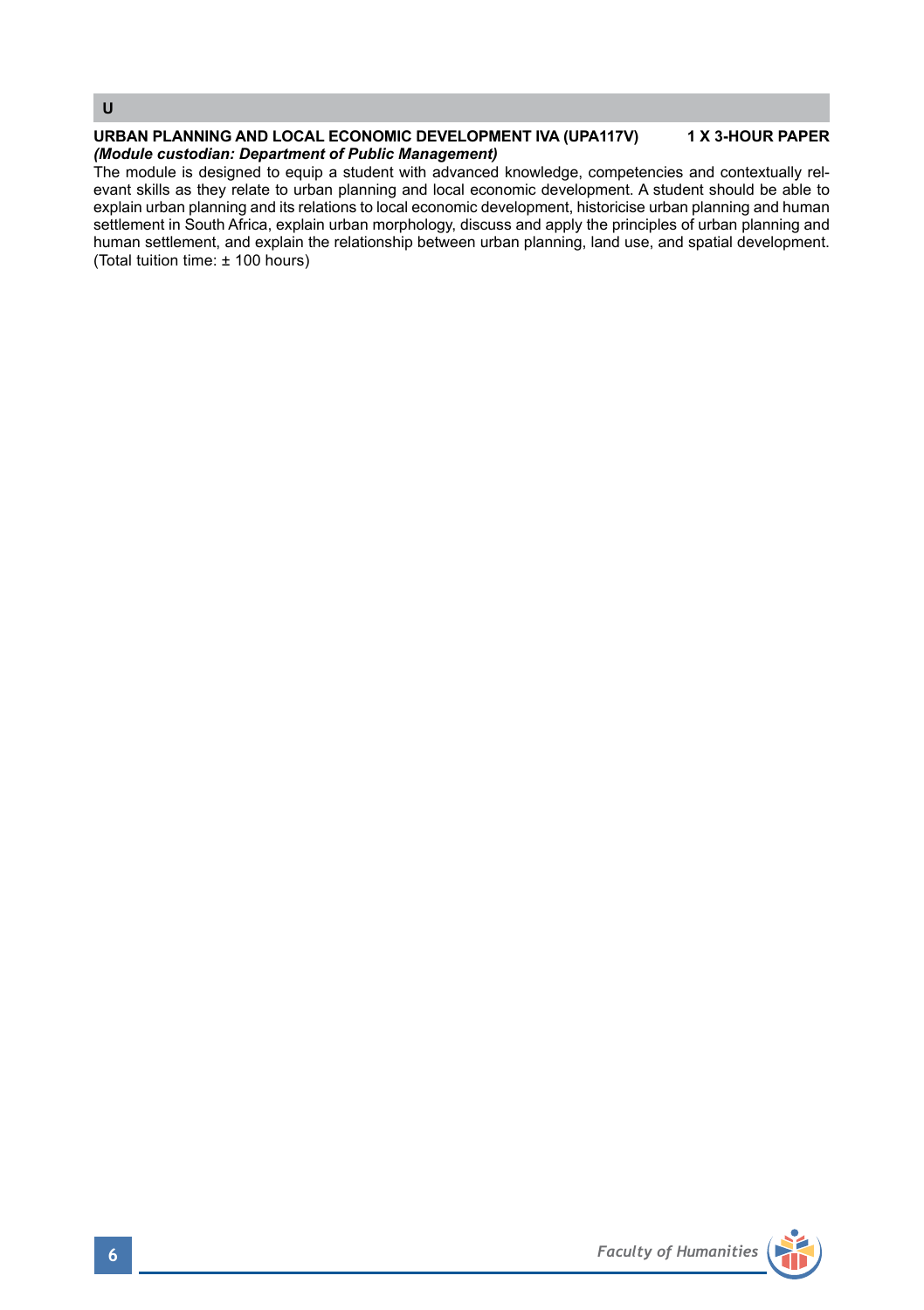## U

**URBAN PLANNING AND LOCAL ECONOMIC DEVELOPMENT IVA (UPA117V) 1 X 3-HOUR PAPER**
***(Module custodian: Department of Public Management)***

The module is designed to equip a student with advanced knowledge, competencies and contextually relevant skills as they relate to urban planning and local economic development. A student should be able to explain urban planning and its relations to local economic development, historicise urban planning and human settlement in South Africa, explain urban morphology, discuss and apply the principles of urban planning and human settlement, and explain the relationship between urban planning, land use, and spatial development. (Total tuition time: ± 100 hours)